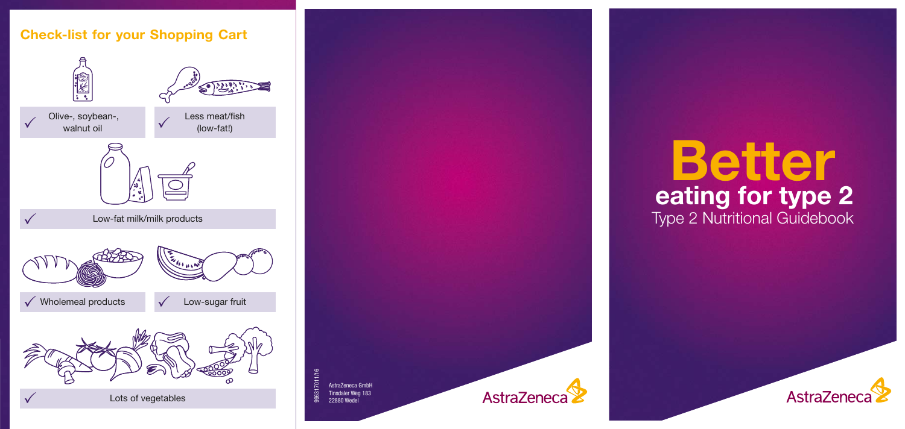## Check-list for your Shopping Cart

- ✓ Olive-, soybean-, walnut oil
- ✓ Less meat/fish (low-fat!)
- ✓ Low-fat milk/milk products
- ✓ Wholemeal products
- ✓ Low-sugar fruit
- ✓ Lots of vegetables

996317011/16

AstraZeneca GmbH
Tinsdaler Weg 183
22880 Wedel

AstraZeneca

# Better
## eating for type 2
Type 2 Nutritional Guidebook

AstraZeneca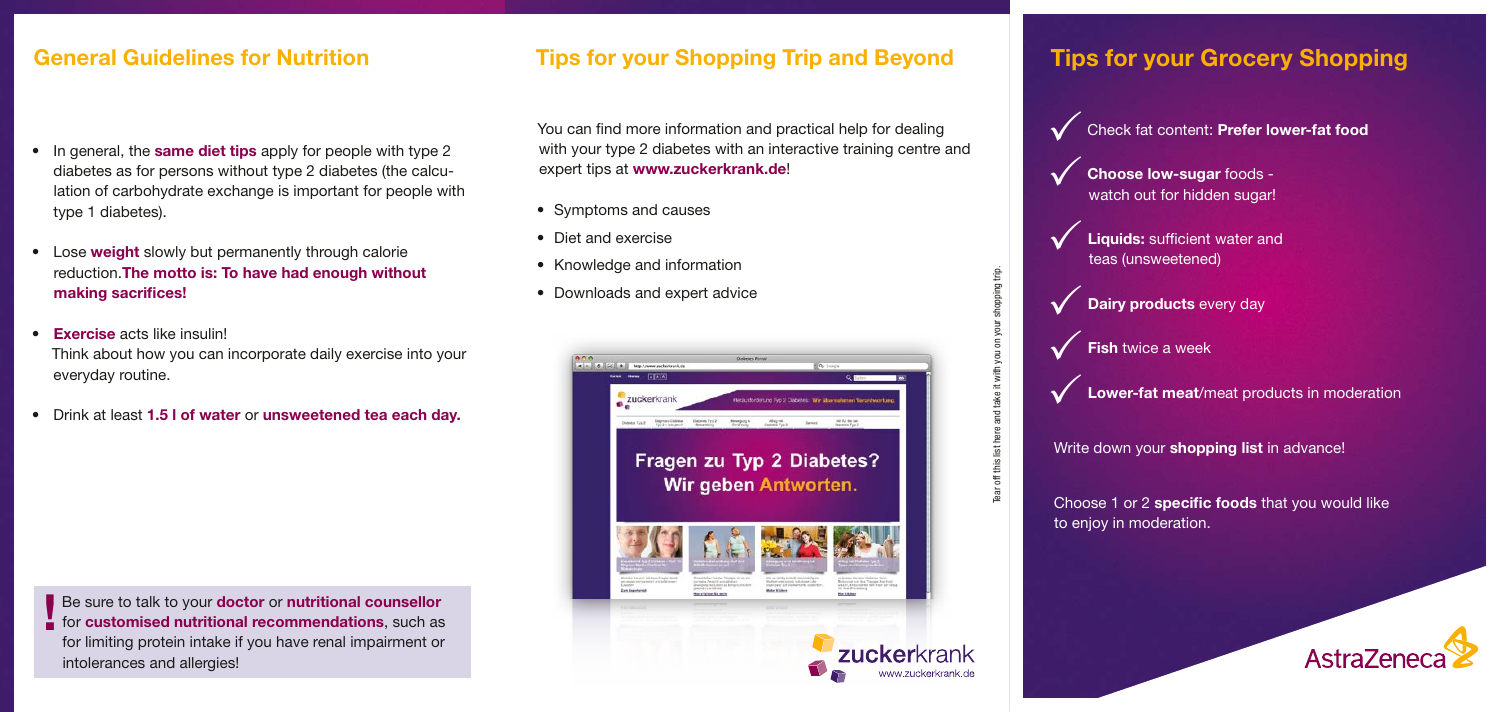## General Guidelines for Nutrition

- In general, the **same diet tips** apply for people with type 2 diabetes as for persons without type 2 diabetes (the calculation of carbohydrate exchange is important for people with type 1 diabetes).
- Lose **weight** slowly but permanently through calorie reduction. **The motto is: To have had enough without making sacrifices!**
- **Exercise** acts like insulin! Think about how you can incorporate daily exercise into your everyday routine.
- Drink at least **1.5 l of water** or **unsweetened tea each day.**

**!** Be sure to talk to your **doctor** or **nutritional counsellor** for **customised nutritional recommendations**, such as for limiting protein intake if you have renal impairment or intolerances and allergies!

## Tips for your Shopping Trip and Beyond

You can find more information and practical help for dealing with your type 2 diabetes with an interactive training centre and expert tips at **www.zuckerkrank.de**!

- Symptoms and causes
- Diet and exercise
- Knowledge and information
- Downloads and expert advice

zuckerkrank
www.zuckerkrank.de

Tear off this list here and take it with you on your shopping trip.

## Tips for your Grocery Shopping

✓ Check fat content: **Prefer lower-fat food**

✓ **Choose low-sugar** foods - watch out for hidden sugar!

✓ **Liquids:** sufficient water and teas (unsweetened)

✓ **Dairy products** every day

✓ **Fish** twice a week

✓ **Lower-fat meat**/meat products in moderation

Write down your **shopping list** in advance!

Choose 1 or 2 **specific foods** that you would like to enjoy in moderation.

AstraZeneca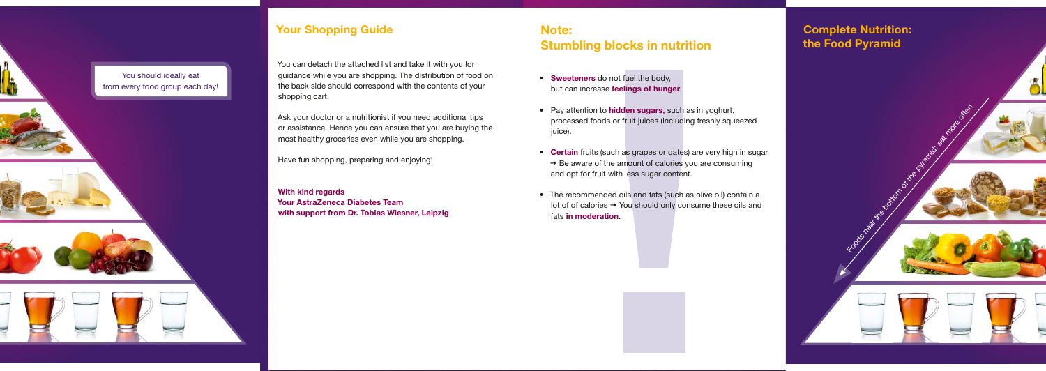You should ideally eat from every food group each day!

## Your Shopping Guide

You can detach the attached list and take it with you for guidance while you are shopping. The distribution of food on the back side should correspond with the contents of your shopping cart.

Ask your doctor or a nutritionist if you need additional tips or assistance. Hence you can ensure that you are buying the most healthy groceries even while you are shopping.

Have fun shopping, preparing and enjoying!

**With kind regards**
**Your AstraZeneca Diabetes Team**
**with support from Dr. Tobias Wiesner, Leipzig**

## Note: Stumbling blocks in nutrition

- **Sweeteners** do not fuel the body, but can increase **feelings of hunger**.
- Pay attention to **hidden sugars,** such as in yoghurt, processed foods or fruit juices (including freshly squeezed juice).
- **Certain** fruits (such as grapes or dates) are very high in sugar → Be aware of the amount of calories you are consuming and opt for fruit with less sugar content.
- The recommended oils and fats (such as olive oil) contain a lot of of calories → You should only consume these oils and fats **in moderation**.

## Complete Nutrition: the Food Pyramid

Foods near the bottom of the pyramid: eat more often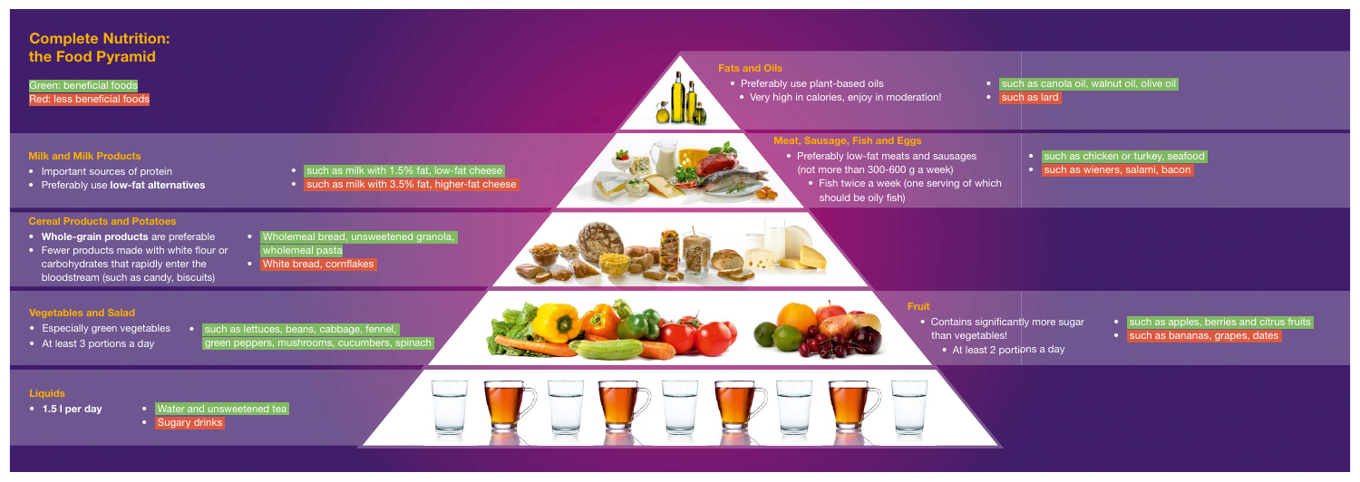# Complete Nutrition: the Food Pyramid

Green: beneficial foods
Red: less beneficial foods

## Fats and Oils

- Preferably use plant-based oils
  - Very high in calories, enjoy in moderation!

- such as canola oil, walnut oil, olive oil
- such as lard

## Milk and Milk Products

- Important sources of protein
- Preferably use **low-fat alternatives**

- such as milk with 1.5% fat, low-fat cheese
- such as milk with 3.5% fat, higher-fat cheese

## Meat, Sausage, Fish and Eggs

- Preferably low-fat meats and sausages (not more than 300-600 g a week)
  - Fish twice a week (one serving of which should be oily fish)

- such as chicken or turkey, seafood
- such as wieners, salami, bacon

## Cereal Products and Potatoes

- **Whole-grain products** are preferable
- Fewer products made with white flour or carbohydrates that rapidly enter the bloodstream (such as candy, biscuits)

- Wholemeal bread, unsweetened granola, wholemeal pasta
- White bread, cornflakes

## Vegetables and Salad

- Especially green vegetables
- At least 3 portions a day

- such as lettuces, beans, cabbage, fennel, green peppers, mushrooms, cucumbers, spinach

## Fruit

- Contains significantly more sugar than vegetables!
  - At least 2 portions a day

- such as apples, berries and citrus fruits
- such as bananas, grapes, dates

## Liquids

- **1.5 l per day**

- Water and unsweetened tea
- Sugary drinks